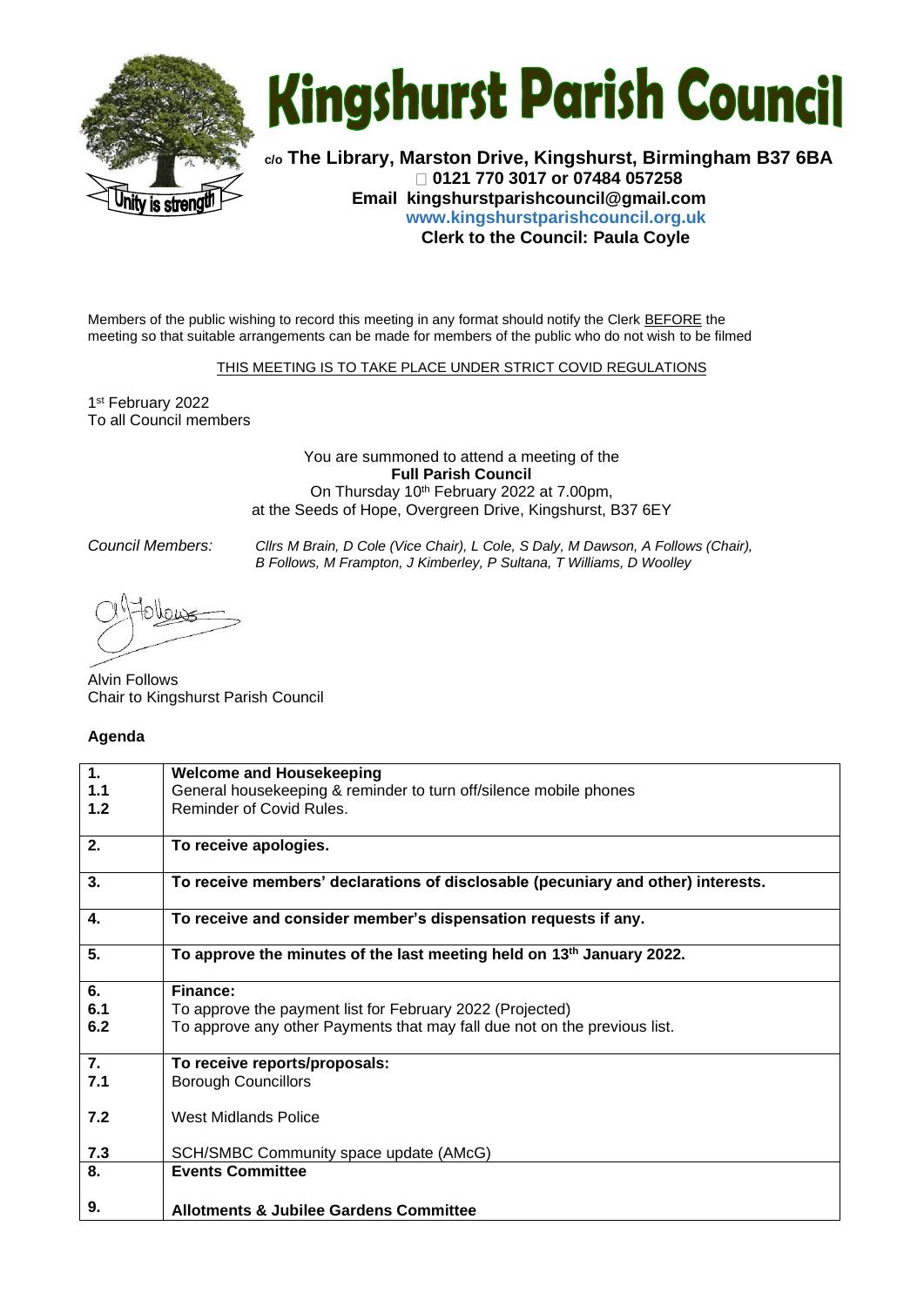# Kingshurst Parish Council

**c/o The Library, Marston Drive, Kingshurst, Birmingham B37 6BA**
**☐ 0121 770 3017 or 07484 057258**
**Email kingshurstparishcouncil@gmail.com**
**www.kingshurstparishcouncil.org.uk**
**Clerk to the Council: Paula Coyle**

Unity is strength

Members of the public wishing to record this meeting in any format should notify the Clerk BEFORE the meeting so that suitable arrangements can be made for members of the public who do not wish to be filmed

THIS MEETING IS TO TAKE PLACE UNDER STRICT COVID REGULATIONS

1st February 2022
To all Council members

You are summoned to attend a meeting of the
**Full Parish Council**
On Thursday 10th February 2022 at 7.00pm,
at the Seeds of Hope, Overgreen Drive, Kingshurst, B37 6EY

*Council Members:* *Cllrs M Brain, D Cole (Vice Chair), L Cole, S Daly, M Dawson, A Follows (Chair), B Follows, M Frampton, J Kimberley, P Sultana, T Williams, D Woolley*

Alvin Follows
Chair to Kingshurst Parish Council

**Agenda**

| | |
|---|---|
| **1.** | **Welcome and Housekeeping** |
| **1.1** | General housekeeping & reminder to turn off/silence mobile phones |
| **1.2** | Reminder of Covid Rules. |
| **2.** | **To receive apologies.** |
| **3.** | **To receive members' declarations of disclosable (pecuniary and other) interests.** |
| **4.** | **To receive and consider member's dispensation requests if any.** |
| **5.** | **To approve the minutes of the last meeting held on 13th January 2022.** |
| **6.** | **Finance:** |
| **6.1** | To approve the payment list for February 2022 (Projected) |
| **6.2** | To approve any other Payments that may fall due not on the previous list. |
| **7.** | **To receive reports/proposals:** |
| **7.1** | Borough Councillors |
| **7.2** | West Midlands Police |
| **7.3** | SCH/SMBC Community space update (AMcG) |
| **8.** | **Events Committee** |
| **9.** | **Allotments & Jubilee Gardens Committee** |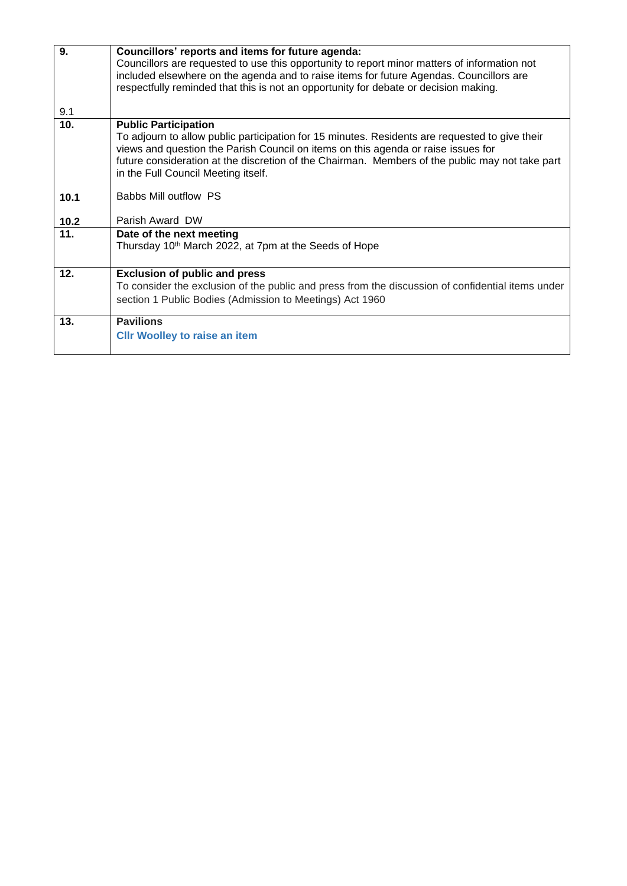| | |
|---|---|
| **9.**<br><br><br><br>9.1 | **Councillors' reports and items for future agenda:**<br>Councillors are requested to use this opportunity to report minor matters of information not included elsewhere on the agenda and to raise items for future Agendas. Councillors are respectfully reminded that this is not an opportunity for debate or decision making. |
| **10.**<br><br><br><br><br>**10.1**<br><br>**10.2** | **Public Participation**<br>To adjourn to allow public participation for 15 minutes. Residents are requested to give their views and question the Parish Council on items on this agenda or raise issues for future consideration at the discretion of the Chairman. Members of the public may not take part in the Full Council Meeting itself.<br><br>Babbs Mill outflow PS<br><br>Parish Award DW |
| **11.** | **Date of the next meeting**<br>Thursday 10th March 2022, at 7pm at the Seeds of Hope |
| **12.** | **Exclusion of public and press**<br>To consider the exclusion of the public and press from the discussion of confidential items under section 1 Public Bodies (Admission to Meetings) Act 1960 |
| **13.** | **Pavilions**<br>**Cllr Woolley to raise an item** |